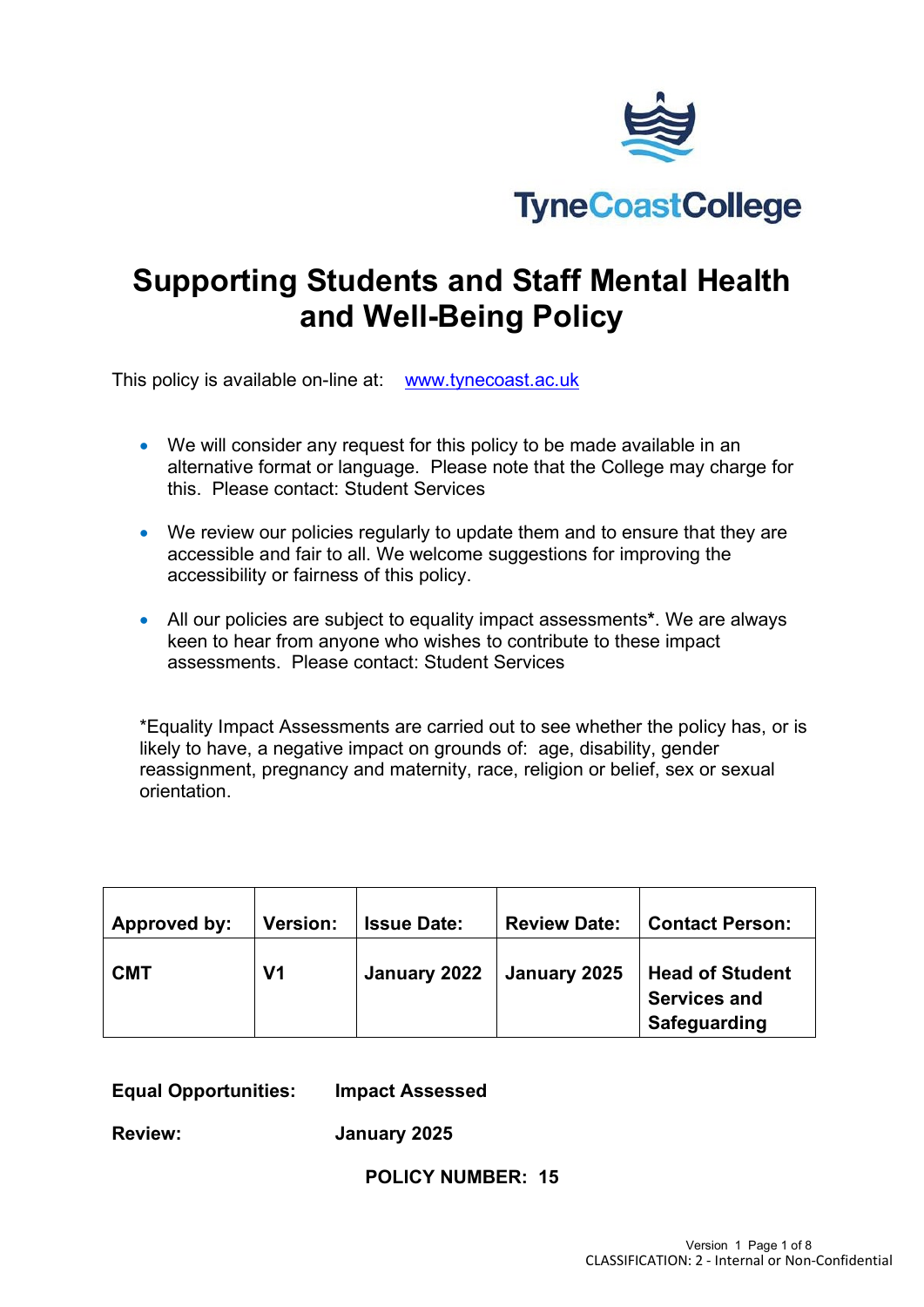TyneCoastCollege

# Supporting Students and Staff Mental Health and Well-Being Policy

This policy is available on-line at: www.tynecoast.ac.uk

- We will consider any request for this policy to be made available in an alternative format or language. Please note that the College may charge for this. Please contact: Student Services
- We review our policies regularly to update them and to ensure that they are accessible and fair to all. We welcome suggestions for improving the accessibility or fairness of this policy.
- All our policies are subject to equality impact assessments*. We are always keen to hear from anyone who wishes to contribute to these impact assessments. Please contact: Student Services

*Equality Impact Assessments are carried out to see whether the policy has, or is likely to have, a negative impact on grounds of: age, disability, gender reassignment, pregnancy and maternity, race, religion or belief, sex or sexual orientation.

| Approved by: | Version: | Issue Date: | Review Date: | Contact Person: |
| --- | --- | --- | --- | --- |
| CMT | V1 | January 2022 | January 2025 | Head of Student Services and Safeguarding |

**Equal Opportunities:** **Impact Assessed**

**Review:** **January 2025**

**POLICY NUMBER: 15**

CLASSIFICATION: 2 - Internal or Non-Confidential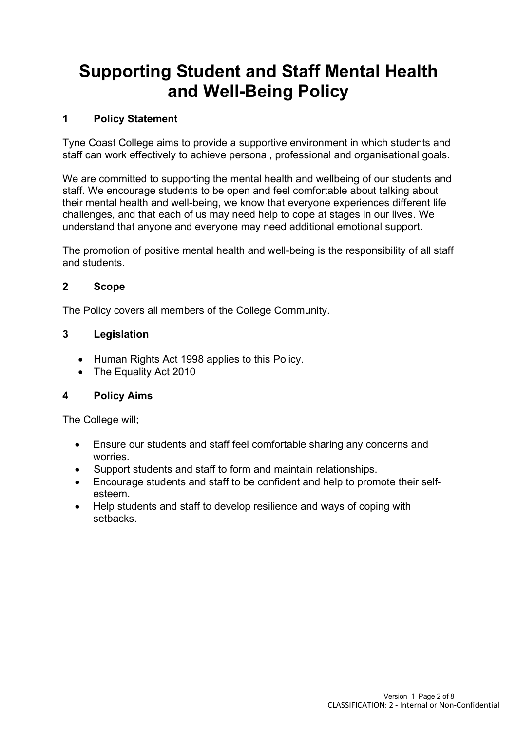# Supporting Student and Staff Mental Health and Well-Being Policy

## 1 Policy Statement

Tyne Coast College aims to provide a supportive environment in which students and staff can work effectively to achieve personal, professional and organisational goals.

We are committed to supporting the mental health and wellbeing of our students and staff. We encourage students to be open and feel comfortable about talking about their mental health and well-being, we know that everyone experiences different life challenges, and that each of us may need help to cope at stages in our lives. We understand that anyone and everyone may need additional emotional support.

The promotion of positive mental health and well-being is the responsibility of all staff and students.

## 2 Scope

The Policy covers all members of the College Community.

## 3 Legislation

- Human Rights Act 1998 applies to this Policy.
- The Equality Act 2010

## 4 Policy Aims

The College will;

- Ensure our students and staff feel comfortable sharing any concerns and worries.
- Support students and staff to form and maintain relationships.
- Encourage students and staff to be confident and help to promote their self-esteem.
- Help students and staff to develop resilience and ways of coping with setbacks.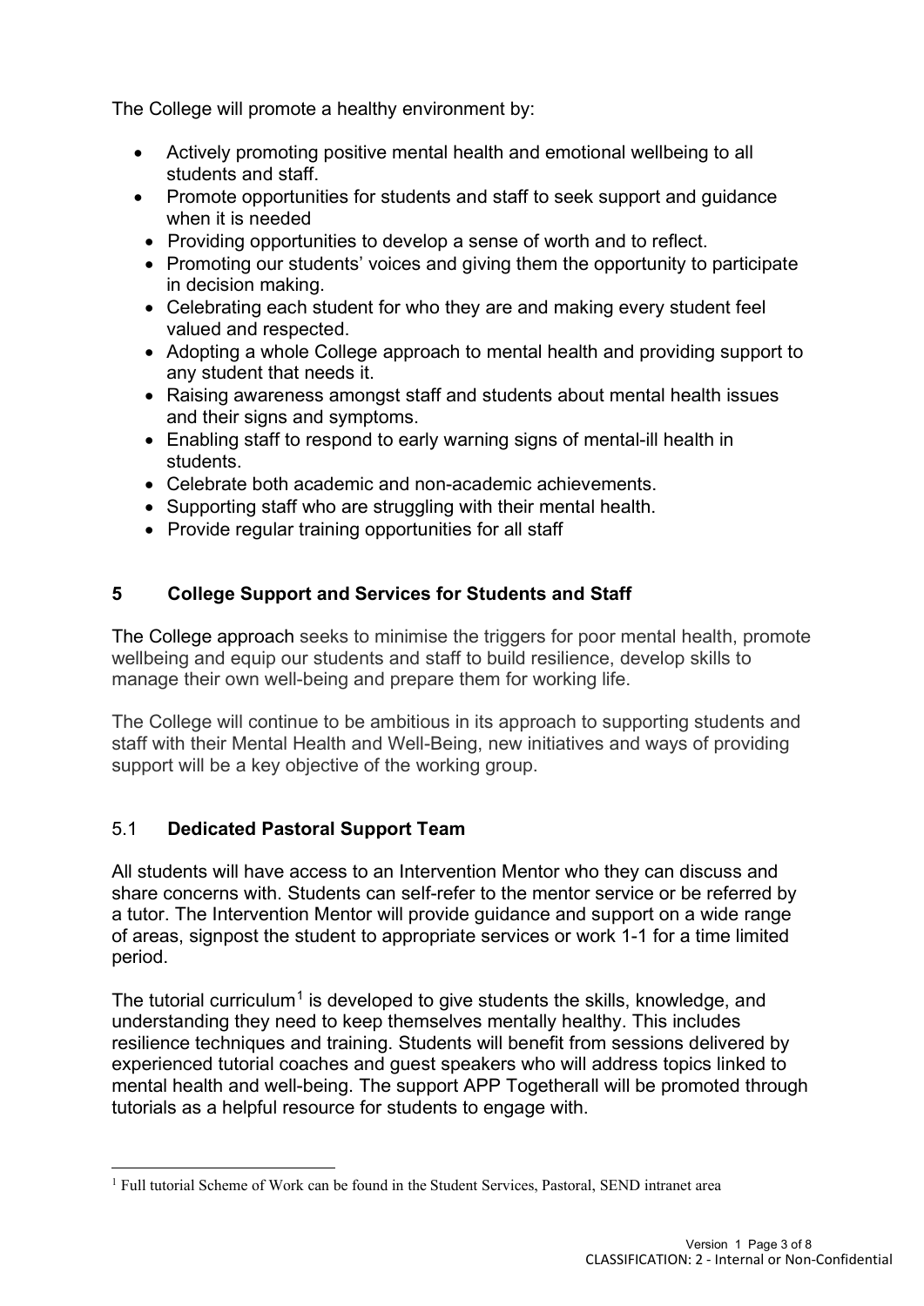The College will promote a healthy environment by:

- Actively promoting positive mental health and emotional wellbeing to all students and staff.
- Promote opportunities for students and staff to seek support and guidance when it is needed
- Providing opportunities to develop a sense of worth and to reflect.
- Promoting our students' voices and giving them the opportunity to participate in decision making.
- Celebrating each student for who they are and making every student feel valued and respected.
- Adopting a whole College approach to mental health and providing support to any student that needs it.
- Raising awareness amongst staff and students about mental health issues and their signs and symptoms.
- Enabling staff to respond to early warning signs of mental-ill health in students.
- Celebrate both academic and non-academic achievements.
- Supporting staff who are struggling with their mental health.
- Provide regular training opportunities for all staff

## 5 College Support and Services for Students and Staff

The College approach seeks to minimise the triggers for poor mental health, promote wellbeing and equip our students and staff to build resilience, develop skills to manage their own well-being and prepare them for working life.

The College will continue to be ambitious in its approach to supporting students and staff with their Mental Health and Well-Being, new initiatives and ways of providing support will be a key objective of the working group.

### 5.1 Dedicated Pastoral Support Team

All students will have access to an Intervention Mentor who they can discuss and share concerns with. Students can self-refer to the mentor service or be referred by a tutor. The Intervention Mentor will provide guidance and support on a wide range of areas, signpost the student to appropriate services or work 1-1 for a time limited period.

The tutorial curriculum[1] is developed to give students the skills, knowledge, and understanding they need to keep themselves mentally healthy. This includes resilience techniques and training. Students will benefit from sessions delivered by experienced tutorial coaches and guest speakers who will address topics linked to mental health and well-being. The support APP Togetherall will be promoted through tutorials as a helpful resource for students to engage with.

[1] Full tutorial Scheme of Work can be found in the Student Services, Pastoral, SEND intranet area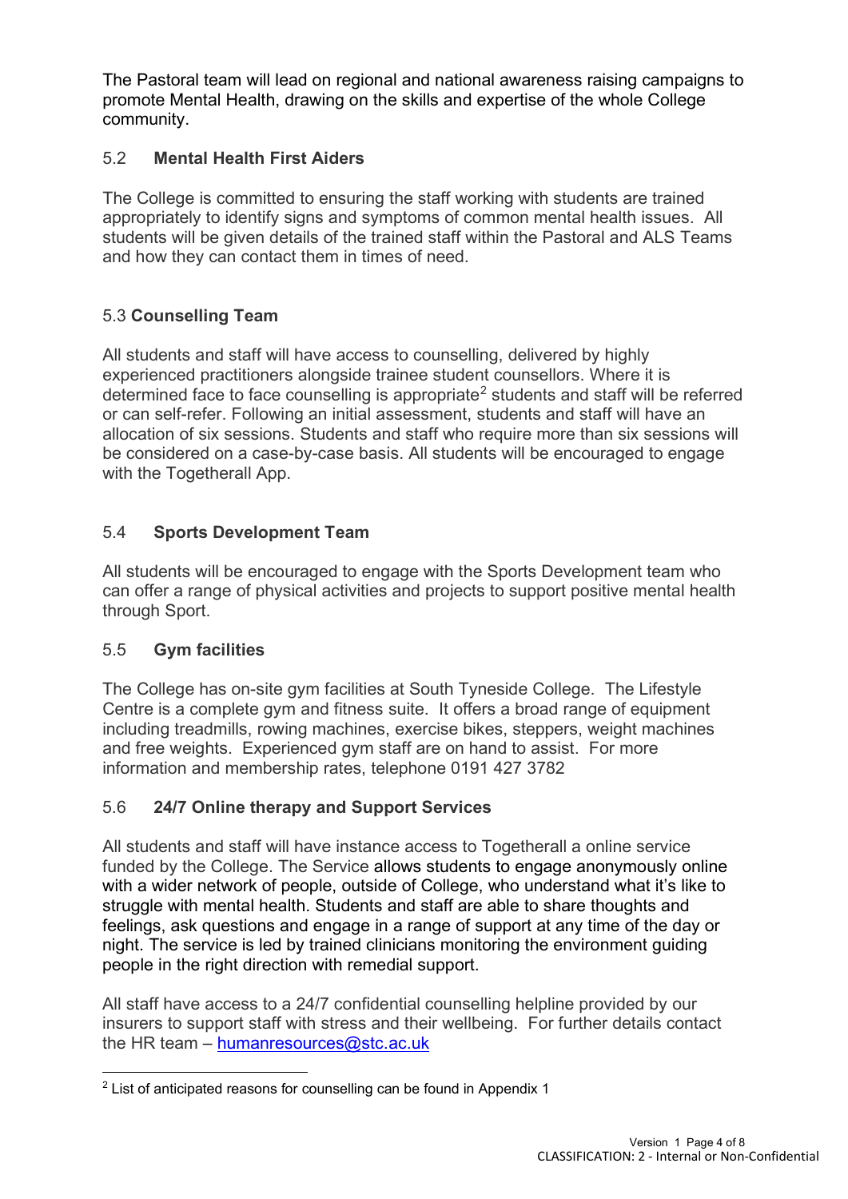The Pastoral team will lead on regional and national awareness raising campaigns to promote Mental Health, drawing on the skills and expertise of the whole College community.

## 5.2 Mental Health First Aiders

The College is committed to ensuring the staff working with students are trained appropriately to identify signs and symptoms of common mental health issues. All students will be given details of the trained staff within the Pastoral and ALS Teams and how they can contact them in times of need.

## 5.3 Counselling Team

All students and staff will have access to counselling, delivered by highly experienced practitioners alongside trainee student counsellors. Where it is determined face to face counselling is appropriate[2] students and staff will be referred or can self-refer. Following an initial assessment, students and staff will have an allocation of six sessions. Students and staff who require more than six sessions will be considered on a case-by-case basis. All students will be encouraged to engage with the Togetherall App.

## 5.4 Sports Development Team

All students will be encouraged to engage with the Sports Development team who can offer a range of physical activities and projects to support positive mental health through Sport.

## 5.5 Gym facilities

The College has on-site gym facilities at South Tyneside College. The Lifestyle Centre is a complete gym and fitness suite. It offers a broad range of equipment including treadmills, rowing machines, exercise bikes, steppers, weight machines and free weights. Experienced gym staff are on hand to assist. For more information and membership rates, telephone 0191 427 3782

## 5.6 24/7 Online therapy and Support Services

All students and staff will have instance access to Togetherall a online service funded by the College. The Service allows students to engage anonymously online with a wider network of people, outside of College, who understand what it's like to struggle with mental health. Students and staff are able to share thoughts and feelings, ask questions and engage in a range of support at any time of the day or night. The service is led by trained clinicians monitoring the environment guiding people in the right direction with remedial support.

All staff have access to a 24/7 confidential counselling helpline provided by our insurers to support staff with stress and their wellbeing. For further details contact the HR team – humanresources@stc.ac.uk

---

[2] List of anticipated reasons for counselling can be found in Appendix 1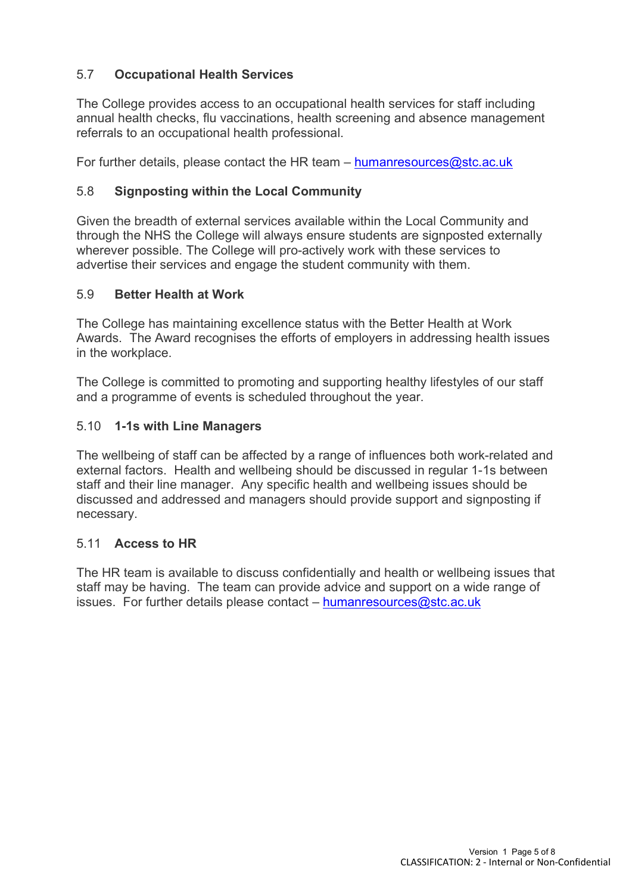### 5.7 Occupational Health Services

The College provides access to an occupational health services for staff including annual health checks, flu vaccinations, health screening and absence management referrals to an occupational health professional.

For further details, please contact the HR team – [humanresources@stc.ac.uk](mailto:humanresources@stc.ac.uk)

### 5.8 Signposting within the Local Community

Given the breadth of external services available within the Local Community and through the NHS the College will always ensure students are signposted externally wherever possible. The College will pro-actively work with these services to advertise their services and engage the student community with them.

### 5.9 Better Health at Work

The College has maintaining excellence status with the Better Health at Work Awards. The Award recognises the efforts of employers in addressing health issues in the workplace.

The College is committed to promoting and supporting healthy lifestyles of our staff and a programme of events is scheduled throughout the year.

### 5.10 1-1s with Line Managers

The wellbeing of staff can be affected by a range of influences both work-related and external factors. Health and wellbeing should be discussed in regular 1-1s between staff and their line manager. Any specific health and wellbeing issues should be discussed and addressed and managers should provide support and signposting if necessary.

### 5.11 Access to HR

The HR team is available to discuss confidentially and health or wellbeing issues that staff may be having. The team can provide advice and support on a wide range of issues. For further details please contact – [humanresources@stc.ac.uk](mailto:humanresources@stc.ac.uk)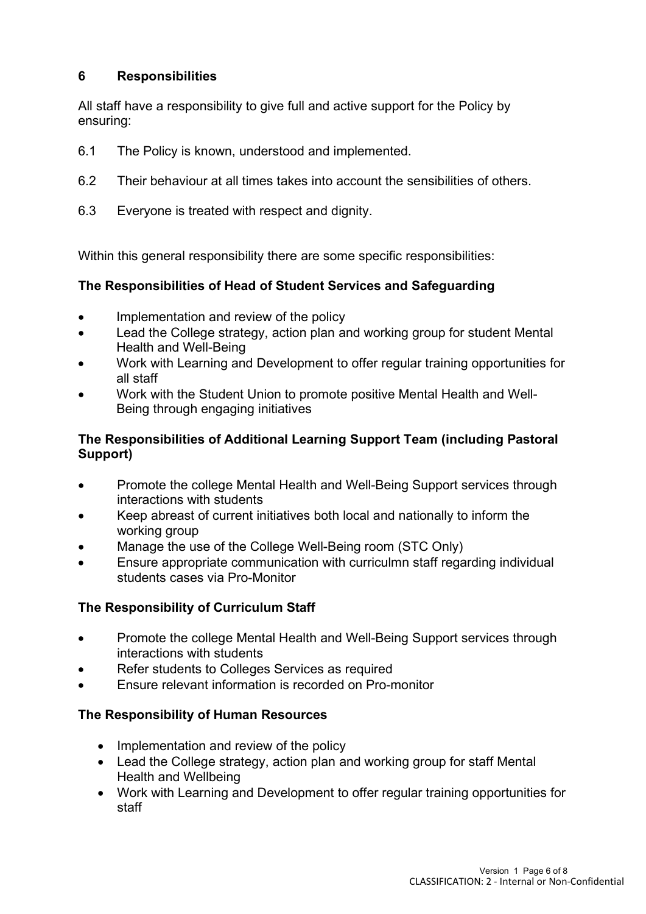## 6 Responsibilities

All staff have a responsibility to give full and active support for the Policy by ensuring:

6.1 The Policy is known, understood and implemented.

6.2 Their behaviour at all times takes into account the sensibilities of others.

6.3 Everyone is treated with respect and dignity.

Within this general responsibility there are some specific responsibilities:

**The Responsibilities of Head of Student Services and Safeguarding**

- Implementation and review of the policy
- Lead the College strategy, action plan and working group for student Mental Health and Well-Being
- Work with Learning and Development to offer regular training opportunities for all staff
- Work with the Student Union to promote positive Mental Health and Well-Being through engaging initiatives

**The Responsibilities of Additional Learning Support Team (including Pastoral Support)**

- Promote the college Mental Health and Well-Being Support services through interactions with students
- Keep abreast of current initiatives both local and nationally to inform the working group
- Manage the use of the College Well-Being room (STC Only)
- Ensure appropriate communication with curriculmn staff regarding individual students cases via Pro-Monitor

**The Responsibility of Curriculum Staff**

- Promote the college Mental Health and Well-Being Support services through interactions with students
- Refer students to Colleges Services as required
- Ensure relevant information is recorded on Pro-monitor

**The Responsibility of Human Resources**

- Implementation and review of the policy
- Lead the College strategy, action plan and working group for staff Mental Health and Wellbeing
- Work with Learning and Development to offer regular training opportunities for staff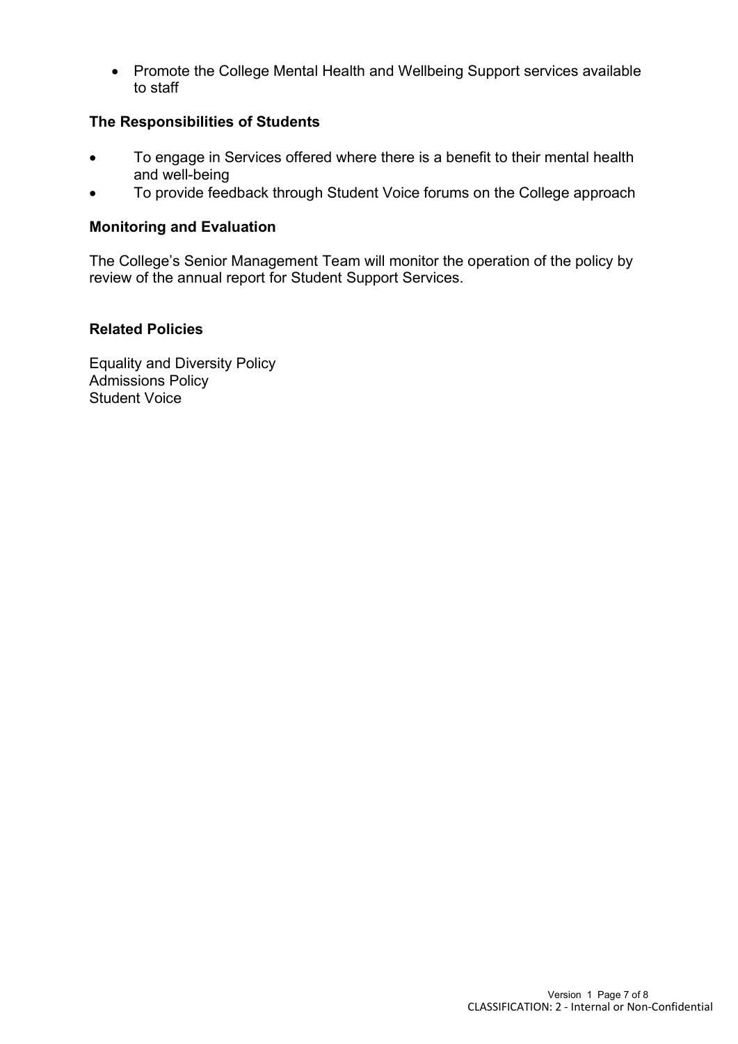- Promote the College Mental Health and Wellbeing Support services available to staff

**The Responsibilities of Students**

- To engage in Services offered where there is a benefit to their mental health and well-being
- To provide feedback through Student Voice forums on the College approach

**Monitoring and Evaluation**

The College's Senior Management Team will monitor the operation of the policy by review of the annual report for Student Support Services.

**Related Policies**

Equality and Diversity Policy
Admissions Policy
Student Voice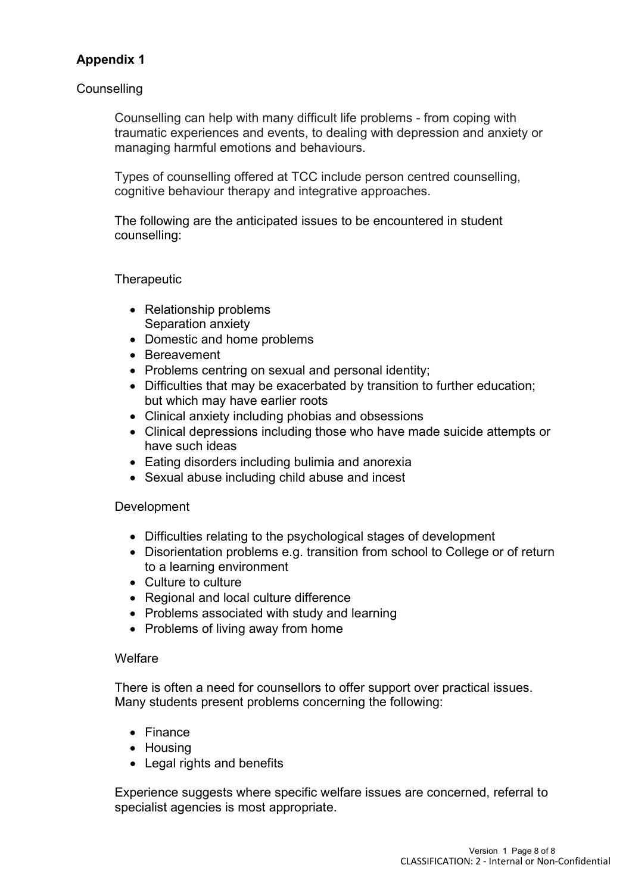**Appendix 1**

Counselling

Counselling can help with many difficult life problems - from coping with traumatic experiences and events, to dealing with depression and anxiety or managing harmful emotions and behaviours.

Types of counselling offered at TCC include person centred counselling, cognitive behaviour therapy and integrative approaches.

The following are the anticipated issues to be encountered in student counselling:

Therapeutic

- Relationship problems
  Separation anxiety
- Domestic and home problems
- Bereavement
- Problems centring on sexual and personal identity;
- Difficulties that may be exacerbated by transition to further education; but which may have earlier roots
- Clinical anxiety including phobias and obsessions
- Clinical depressions including those who have made suicide attempts or have such ideas
- Eating disorders including bulimia and anorexia
- Sexual abuse including child abuse and incest

Development

- Difficulties relating to the psychological stages of development
- Disorientation problems e.g. transition from school to College or of return to a learning environment
- Culture to culture
- Regional and local culture difference
- Problems associated with study and learning
- Problems of living away from home

Welfare

There is often a need for counsellors to offer support over practical issues. Many students present problems concerning the following:

- Finance
- Housing
- Legal rights and benefits

Experience suggests where specific welfare issues are concerned, referral to specialist agencies is most appropriate.

CLASSIFICATION: 2 - Internal or Non-Confidential